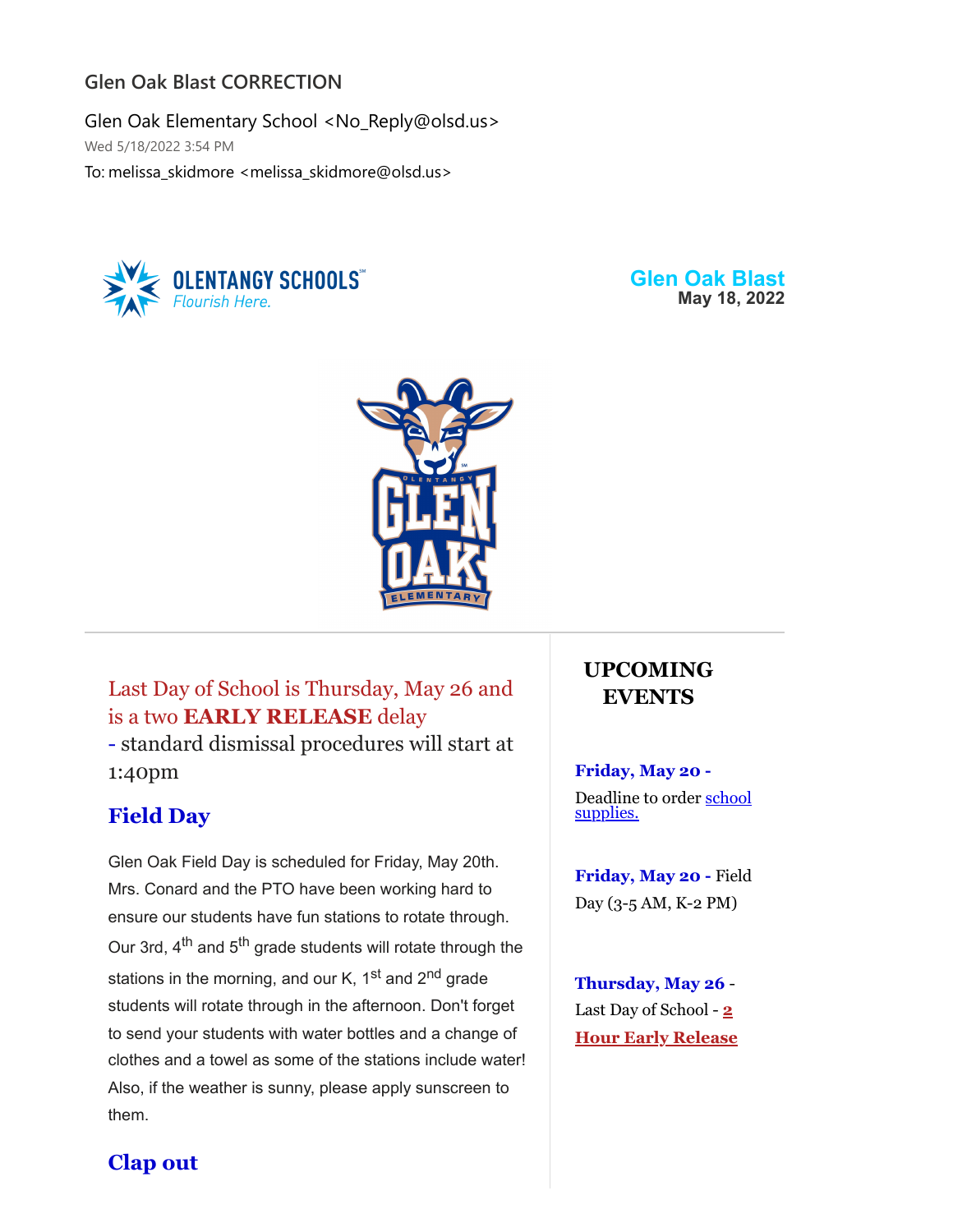Glen Oak Blast CORRECTION

Glen Oak Elementary School <No_Reply@olsd.us>
Wed 5/18/2022 3:54 PM
To: melissa_skidmore <melissa_skidmore@olsd.us>

OLENTANGY SCHOOLS
*Flourish Here.*

**Glen Oak Blast**
**May 18, 2022**

Last Day of School is Thursday, May 26 and is a two **EARLY RELEASE** delay - standard dismissal procedures will start at 1:40pm

## Field Day

Glen Oak Field Day is scheduled for Friday, May 20th. Mrs. Conard and the PTO have been working hard to ensure our students have fun stations to rotate through. Our 3rd, 4th and 5th grade students will rotate through the stations in the morning, and our K, 1st and 2nd grade students will rotate through in the afternoon. Don't forget to send your students with water bottles and a change of clothes and a towel as some of the stations include water! Also, if the weather is sunny, please apply sunscreen to them.

## Clap out

## UPCOMING EVENTS

**Friday, May 20 -**
Deadline to order school supplies.

**Friday, May 20 -** Field Day (3-5 AM, K-2 PM)

**Thursday, May 26** - Last Day of School - **2 Hour Early Release**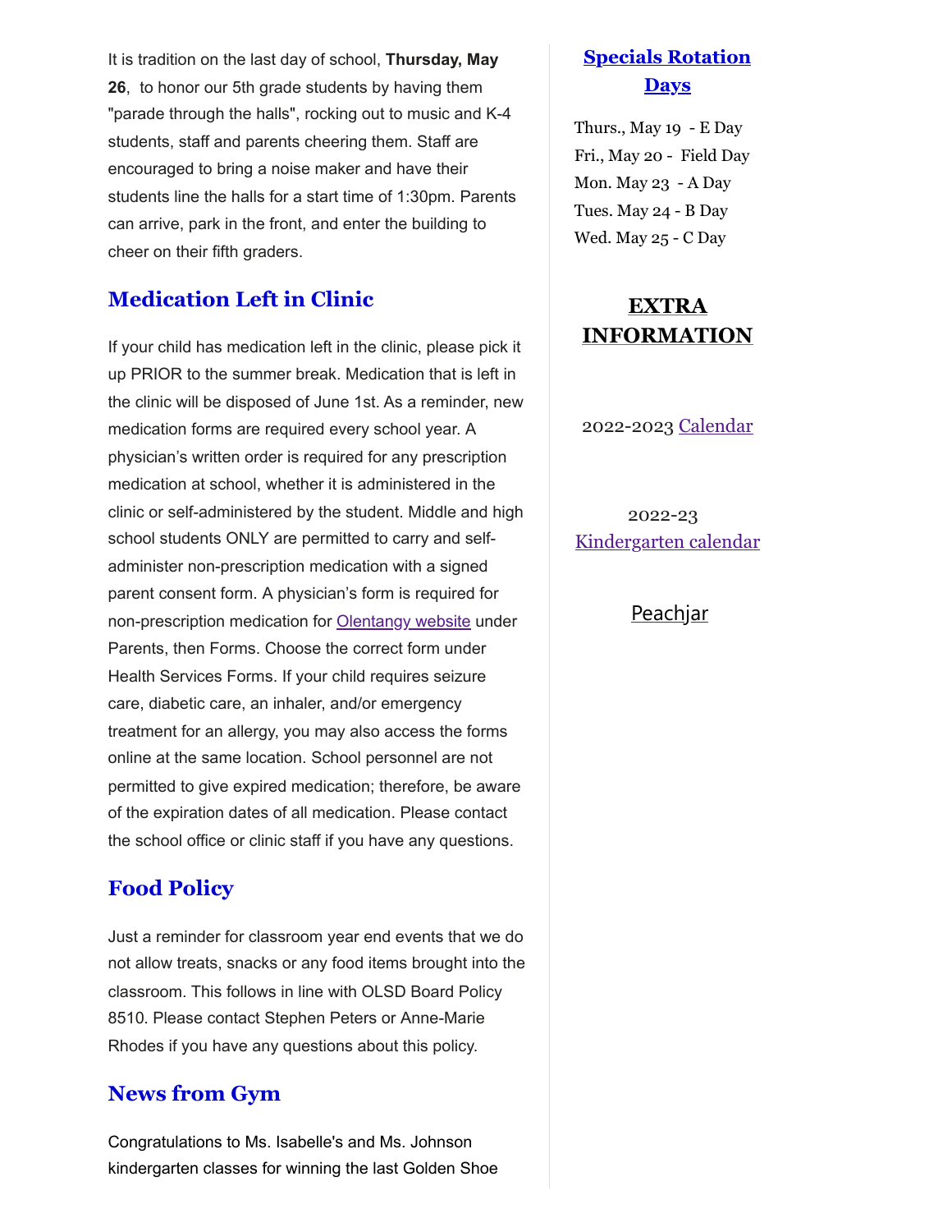It is tradition on the last day of school, **Thursday, May 26**, to honor our 5th grade students by having them "parade through the halls", rocking out to music and K-4 students, staff and parents cheering them. Staff are encouraged to bring a noise maker and have their students line the halls for a start time of 1:30pm. Parents can arrive, park in the front, and enter the building to cheer on their fifth graders.

## Medication Left in Clinic

If your child has medication left in the clinic, please pick it up PRIOR to the summer break. Medication that is left in the clinic will be disposed of June 1st. As a reminder, new medication forms are required every school year. A physician's written order is required for any prescription medication at school, whether it is administered in the clinic or self-administered by the student. Middle and high school students ONLY are permitted to carry and self-administer non-prescription medication with a signed parent consent form. A physician's form is required for non-prescription medication for Olentangy website under Parents, then Forms. Choose the correct form under Health Services Forms. If your child requires seizure care, diabetic care, an inhaler, and/or emergency treatment for an allergy, you may also access the forms online at the same location. School personnel are not permitted to give expired medication; therefore, be aware of the expiration dates of all medication. Please contact the school office or clinic staff if you have any questions.

## Food Policy

Just a reminder for classroom year end events that we do not allow treats, snacks or any food items brought into the classroom. This follows in line with OLSD Board Policy 8510. Please contact Stephen Peters or Anne-Marie Rhodes if you have any questions about this policy.

## News from Gym

Congratulations to Ms. Isabelle's and Ms. Johnson kindergarten classes for winning the last Golden Shoe

## Specials Rotation Days

Thurs., May 19 - E Day
Fri., May 20 - Field Day
Mon. May 23 - A Day
Tues. May 24 - B Day
Wed. May 25 - C Day

## EXTRA INFORMATION

2022-2023 Calendar

2022-23 Kindergarten calendar

Peachjar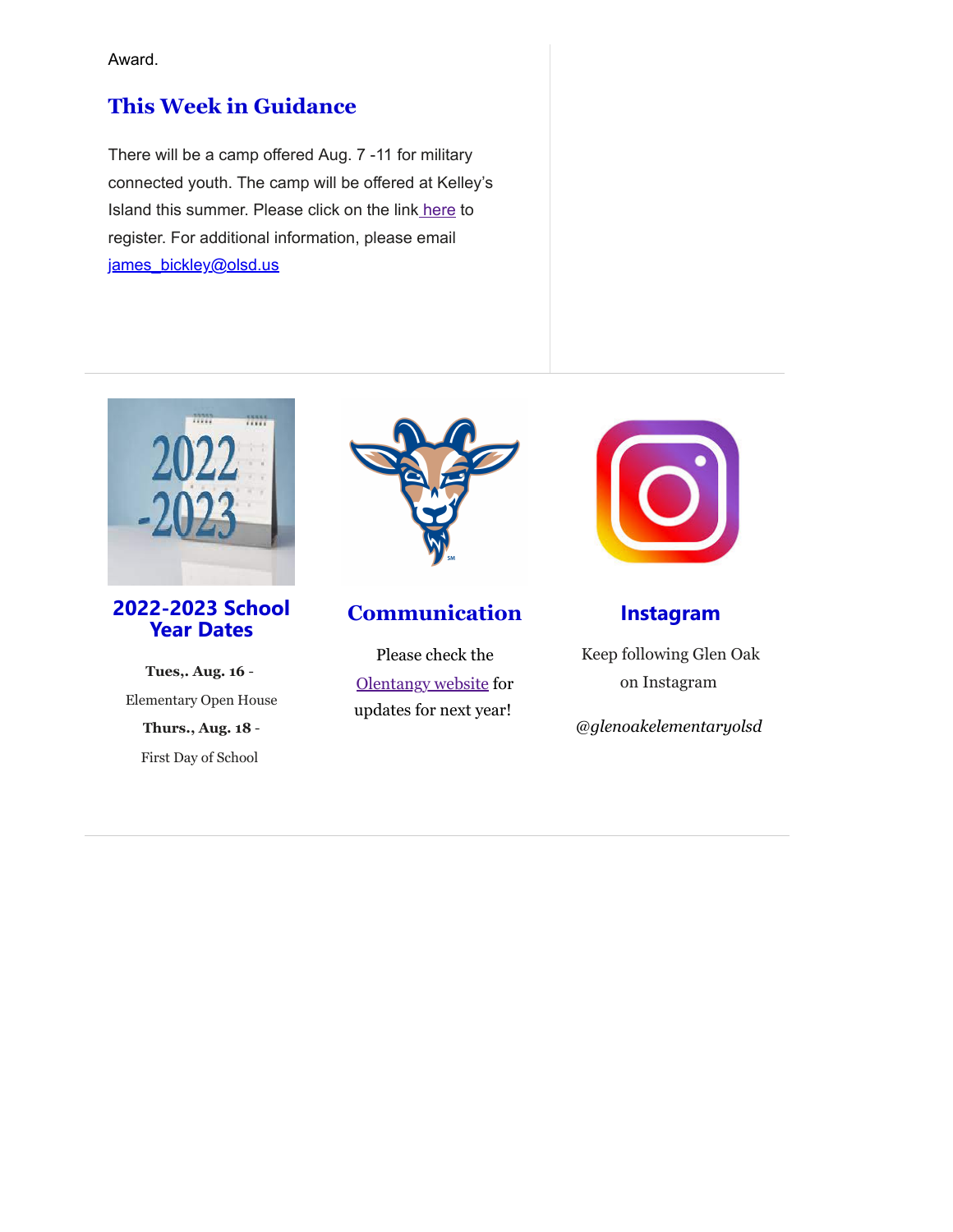Award.

## This Week in Guidance

There will be a camp offered Aug. 7 -11 for military connected youth. The camp will be offered at Kelley's Island this summer. Please click on the link here to register. For additional information, please email james_bickley@olsd.us

## 2022-2023 School Year Dates

**Tues,. Aug. 16** -

Elementary Open House

**Thurs., Aug. 18** -

First Day of School

## Communication

Please check the Olentangy website for updates for next year!

## Instagram

Keep following Glen Oak on Instagram

*@glenoakelementaryolsd*